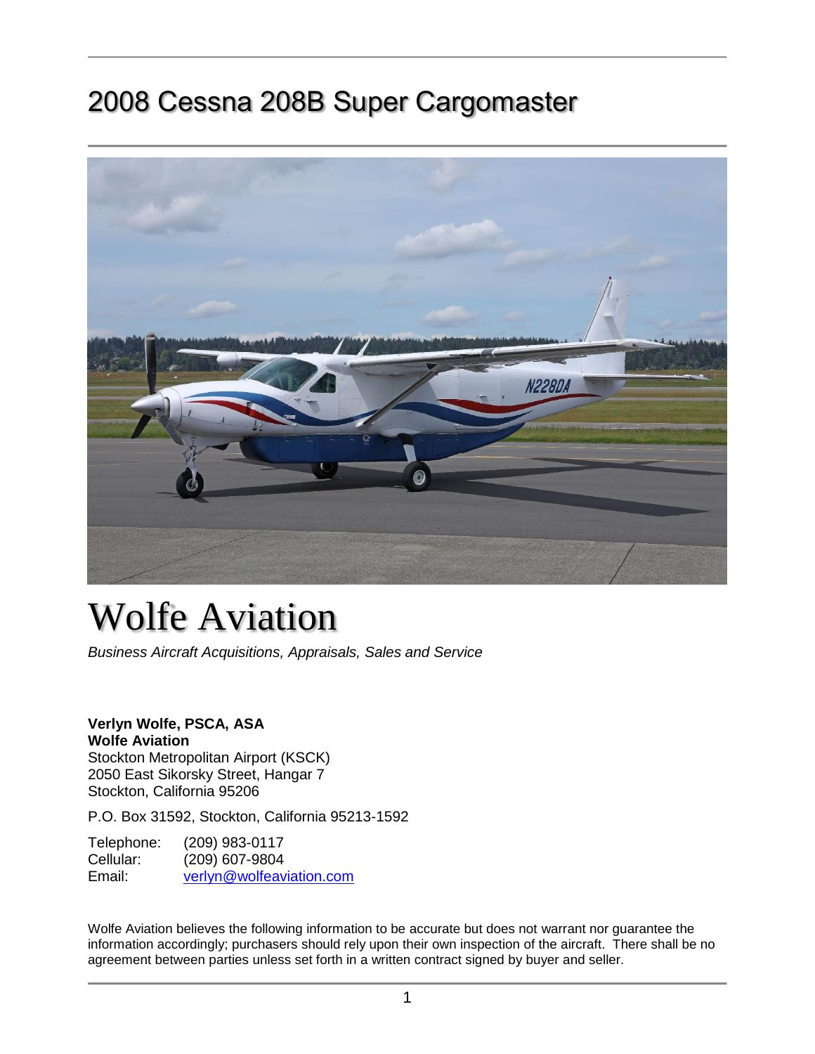# 2008 Cessna 208B Super Cargomaster

# Wolfe Aviation

*Business Aircraft Acquisitions, Appraisals, Sales and Service*

**Verlyn Wolfe, PSCA, ASA**
**Wolfe Aviation**
Stockton Metropolitan Airport (KSCK)
2050 East Sikorsky Street, Hangar 7
Stockton, California 95206

P.O. Box 31592, Stockton, California 95213-1592

Telephone: (209) 983-0117
Cellular: (209) 607-9804
Email: verlyn@wolfeaviation.com

Wolfe Aviation believes the following information to be accurate but does not warrant nor guarantee the information accordingly; purchasers should rely upon their own inspection of the aircraft. There shall be no agreement between parties unless set forth in a written contract signed by buyer and seller.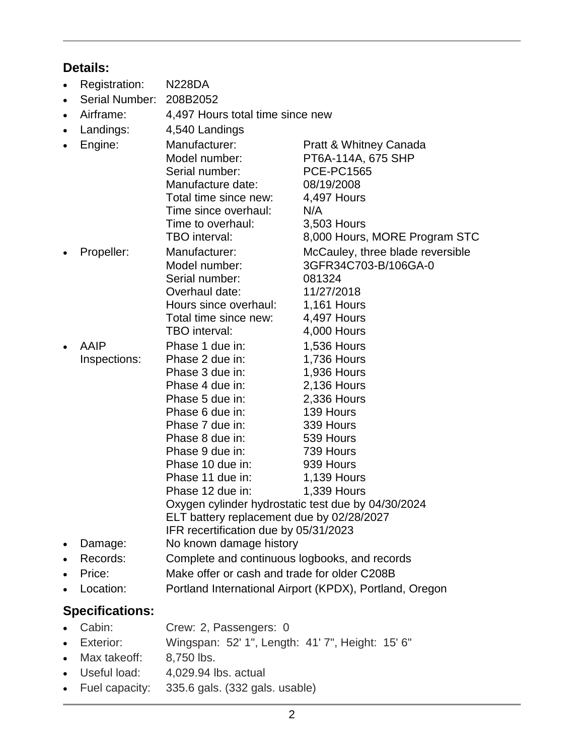## Details:

- Registration: N228DA
- Serial Number: 208B2052
- Airframe: 4,497 Hours total time since new
- Landings: 4,540 Landings
- Engine:

| | |
|---|---|
| Manufacturer: | Pratt & Whitney Canada |
| Model number: | PT6A-114A, 675 SHP |
| Serial number: | PCE-PC1565 |
| Manufacture date: | 08/19/2008 |
| Total time since new: | 4,497 Hours |
| Time since overhaul: | N/A |
| Time to overhaul: | 3,503 Hours |
| TBO interval: | 8,000 Hours, MORE Program STC |

- Propeller:

| | |
|---|---|
| Manufacturer: | McCauley, three blade reversible |
| Model number: | 3GFR34C703-B/106GA-0 |
| Serial number: | 081324 |
| Overhaul date: | 11/27/2018 |
| Hours since overhaul: | 1,161 Hours |
| Total time since new: | 4,497 Hours |
| TBO interval: | 4,000 Hours |

- AAIP Inspections:

| | |
|---|---|
| Phase 1 due in: | 1,536 Hours |
| Phase 2 due in: | 1,736 Hours |
| Phase 3 due in: | 1,936 Hours |
| Phase 4 due in: | 2,136 Hours |
| Phase 5 due in: | 2,336 Hours |
| Phase 6 due in: | 139 Hours |
| Phase 7 due in: | 339 Hours |
| Phase 8 due in: | 539 Hours |
| Phase 9 due in: | 739 Hours |
| Phase 10 due in: | 939 Hours |
| Phase 11 due in: | 1,139 Hours |
| Phase 12 due in: | 1,339 Hours |

  Oxygen cylinder hydrostatic test due by 04/30/2024
  ELT battery replacement due by 02/28/2027
  IFR recertification due by 05/31/2023
- Damage: No known damage history
- Records: Complete and continuous logbooks, and records
- Price: Make offer or cash and trade for older C208B
- Location: Portland International Airport (KPDX), Portland, Oregon

## Specifications:

- Cabin: Crew: 2, Passengers: 0
- Exterior: Wingspan: 52' 1", Length: 41' 7", Height: 15' 6"
- Max takeoff: 8,750 lbs.
- Useful load: 4,029.94 lbs. actual
- Fuel capacity: 335.6 gals. (332 gals. usable)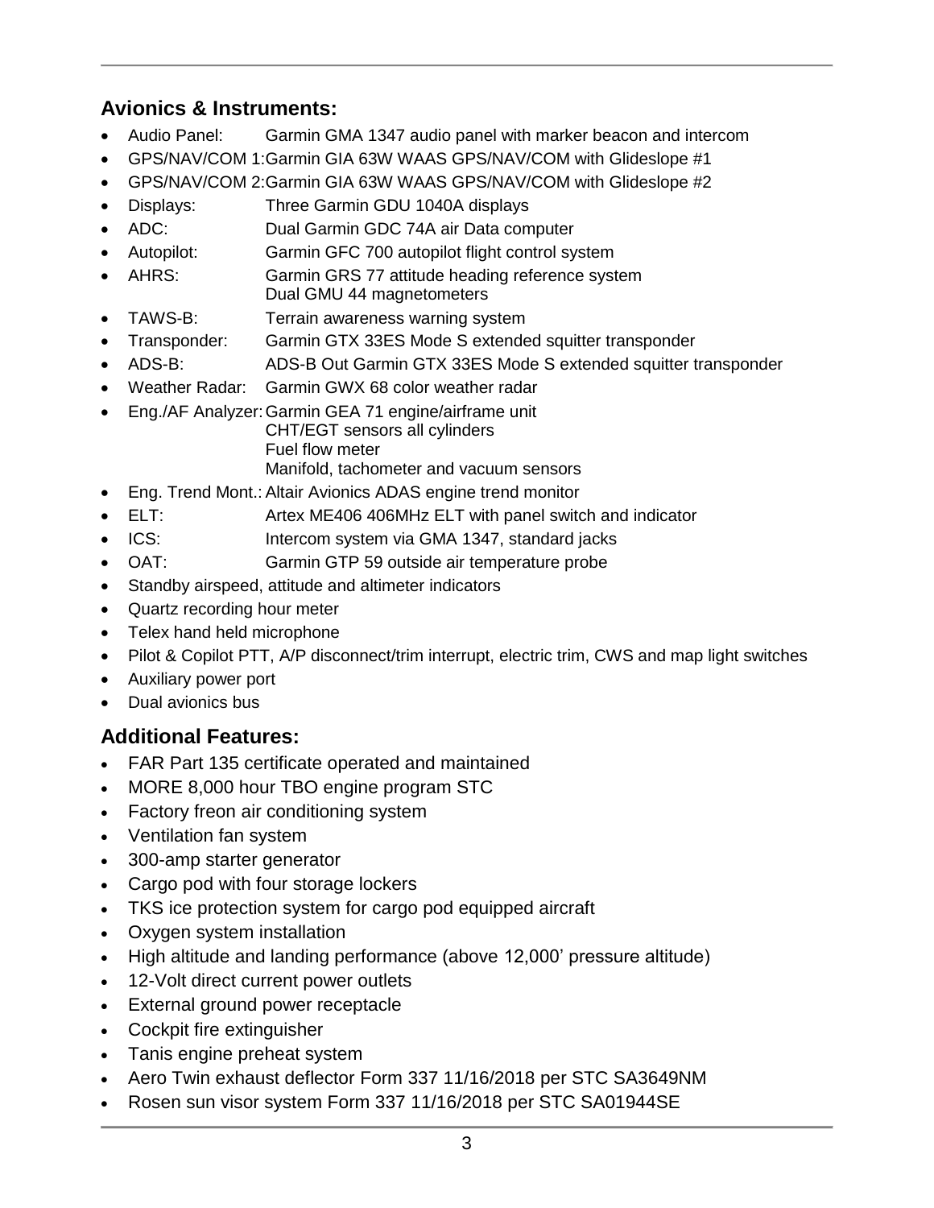## Avionics & Instruments:

- Audio Panel: Garmin GMA 1347 audio panel with marker beacon and intercom
- GPS/NAV/COM 1: Garmin GIA 63W WAAS GPS/NAV/COM with Glideslope #1
- GPS/NAV/COM 2: Garmin GIA 63W WAAS GPS/NAV/COM with Glideslope #2
- Displays: Three Garmin GDU 1040A displays
- ADC: Dual Garmin GDC 74A air Data computer
- Autopilot: Garmin GFC 700 autopilot flight control system
- AHRS: Garmin GRS 77 attitude heading reference system
  Dual GMU 44 magnetometers
- TAWS-B: Terrain awareness warning system
- Transponder: Garmin GTX 33ES Mode S extended squitter transponder
- ADS-B: ADS-B Out Garmin GTX 33ES Mode S extended squitter transponder
- Weather Radar: Garmin GWX 68 color weather radar
- Eng./AF Analyzer: Garmin GEA 71 engine/airframe unit
  CHT/EGT sensors all cylinders
  Fuel flow meter
  Manifold, tachometer and vacuum sensors
- Eng. Trend Mont.: Altair Avionics ADAS engine trend monitor
- ELT: Artex ME406 406MHz ELT with panel switch and indicator
- ICS: Intercom system via GMA 1347, standard jacks
- OAT: Garmin GTP 59 outside air temperature probe
- Standby airspeed, attitude and altimeter indicators
- Quartz recording hour meter
- Telex hand held microphone
- Pilot & Copilot PTT, A/P disconnect/trim interrupt, electric trim, CWS and map light switches
- Auxiliary power port
- Dual avionics bus

## Additional Features:

- FAR Part 135 certificate operated and maintained
- MORE 8,000 hour TBO engine program STC
- Factory freon air conditioning system
- Ventilation fan system
- 300-amp starter generator
- Cargo pod with four storage lockers
- TKS ice protection system for cargo pod equipped aircraft
- Oxygen system installation
- High altitude and landing performance (above 12,000' pressure altitude)
- 12-Volt direct current power outlets
- External ground power receptacle
- Cockpit fire extinguisher
- Tanis engine preheat system
- Aero Twin exhaust deflector Form 337 11/16/2018 per STC SA3649NM
- Rosen sun visor system Form 337 11/16/2018 per STC SA01944SE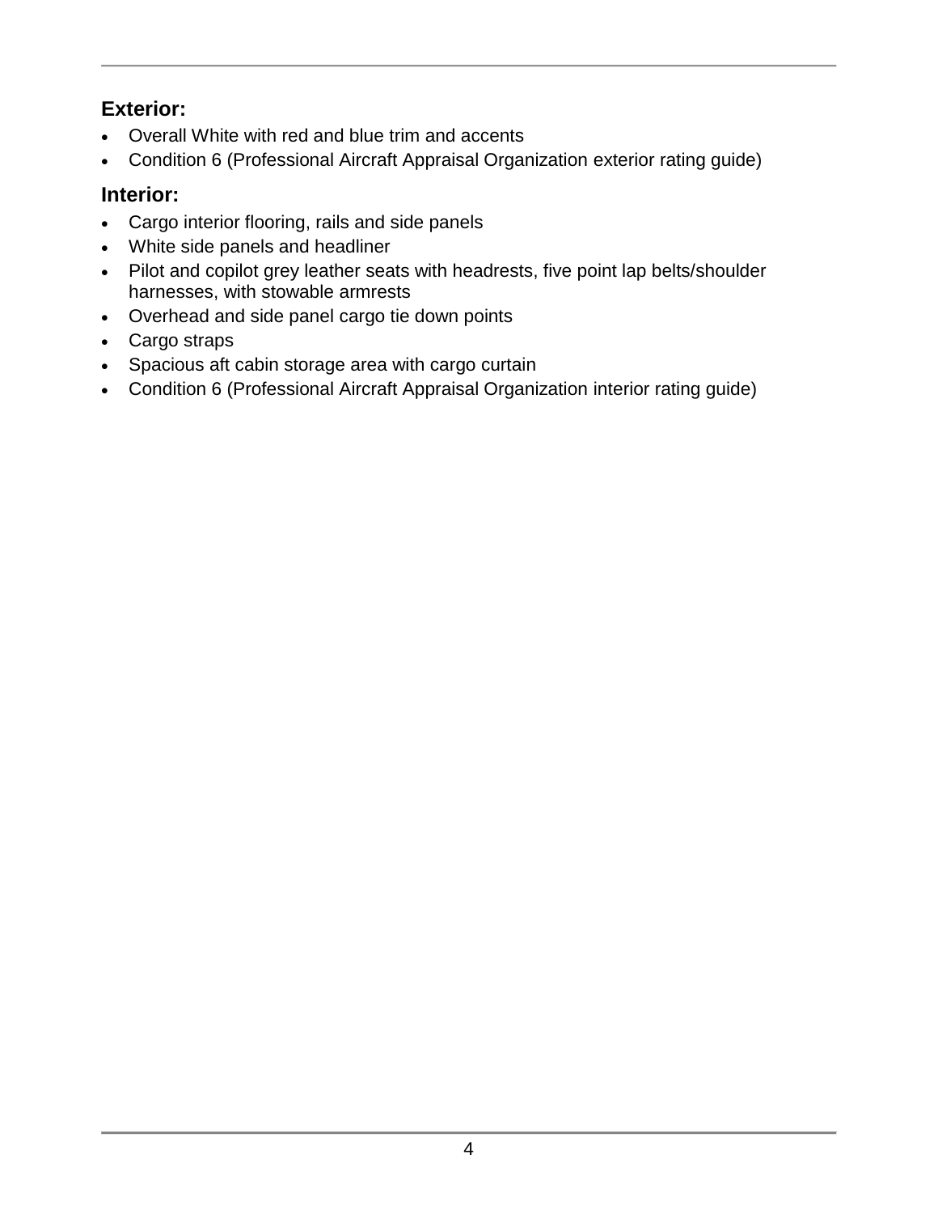## Exterior:

- Overall White with red and blue trim and accents
- Condition 6 (Professional Aircraft Appraisal Organization exterior rating guide)

## Interior:

- Cargo interior flooring, rails and side panels
- White side panels and headliner
- Pilot and copilot grey leather seats with headrests, five point lap belts/shoulder harnesses, with stowable armrests
- Overhead and side panel cargo tie down points
- Cargo straps
- Spacious aft cabin storage area with cargo curtain
- Condition 6 (Professional Aircraft Appraisal Organization interior rating guide)